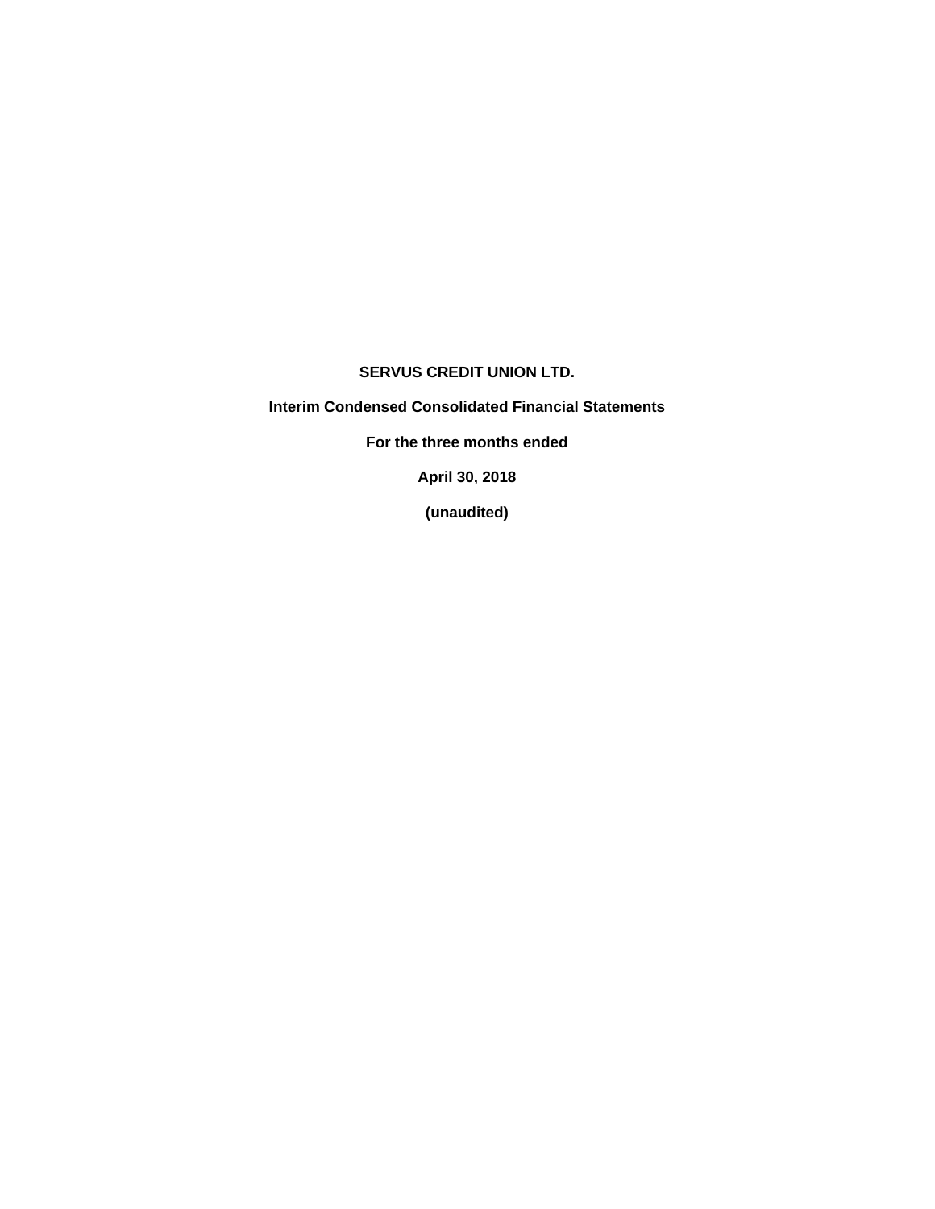# SERVUS CREDIT UNION LTD.

## Interim Condensed Consolidated Financial Statements

**For the three months ended**

**April 30, 2018**

**(unaudited)**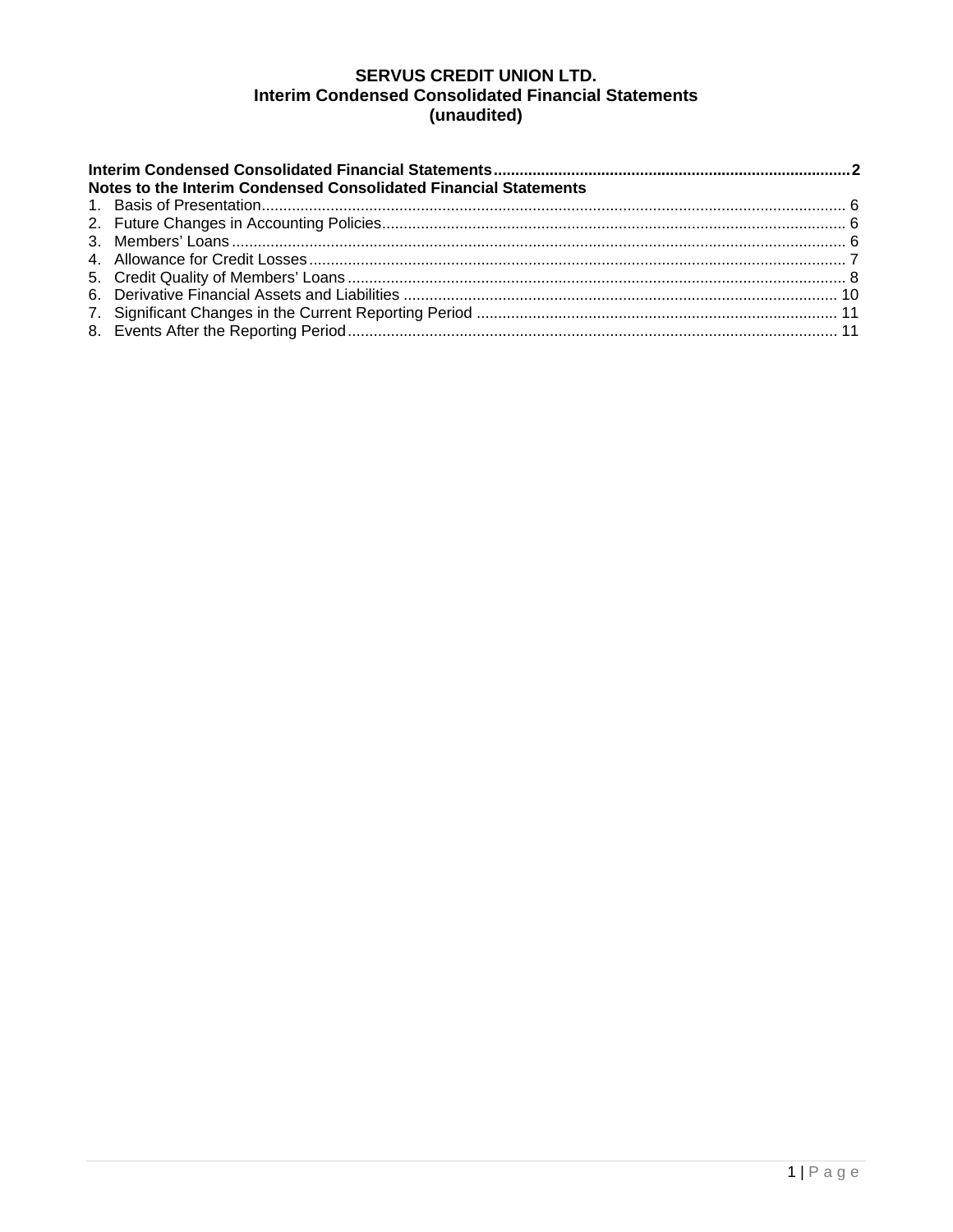# SERVUS CREDIT UNION LTD.
## Interim Condensed Consolidated Financial Statements
## (unaudited)

**Interim Condensed Consolidated Financial Statements** .......... **2**

**Notes to the Interim Condensed Consolidated Financial Statements**

1. Basis of Presentation .......... 6
2. Future Changes in Accounting Policies .......... 6
3. Members' Loans .......... 6
4. Allowance for Credit Losses .......... 7
5. Credit Quality of Members' Loans .......... 8
6. Derivative Financial Assets and Liabilities .......... 10
7. Significant Changes in the Current Reporting Period .......... 11
8. Events After the Reporting Period .......... 11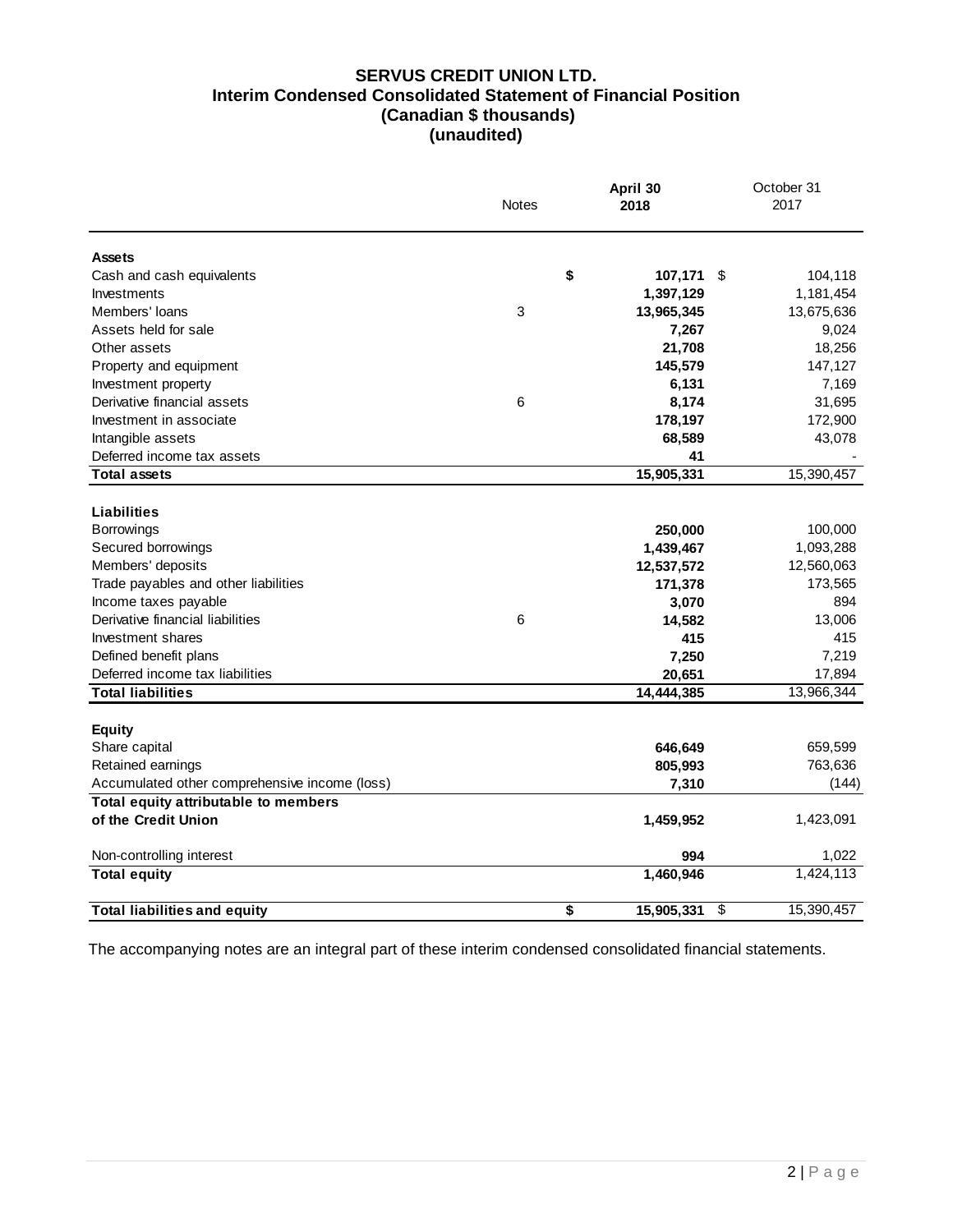# SERVUS CREDIT UNION LTD.
## Interim Condensed Consolidated Statement of Financial Position
### (Canadian $ thousands)
### (unaudited)

| | Notes | April 30 2018 | October 31 2017 |
|---|---|---|---|
| **Assets** | | | |
| Cash and cash equivalents | | **$ 107,171** | $ 104,118 |
| Investments | | **1,397,129** | 1,181,454 |
| Members' loans | 3 | **13,965,345** | 13,675,636 |
| Assets held for sale | | **7,267** | 9,024 |
| Other assets | | **21,708** | 18,256 |
| Property and equipment | | **145,579** | 147,127 |
| Investment property | | **6,131** | 7,169 |
| Derivative financial assets | 6 | **8,174** | 31,695 |
| Investment in associate | | **178,197** | 172,900 |
| Intangible assets | | **68,589** | 43,078 |
| Deferred income tax assets | | **41** | - |
| **Total assets** | | **15,905,331** | 15,390,457 |
| **Liabilities** | | | |
| Borrowings | | **250,000** | 100,000 |
| Secured borrowings | | **1,439,467** | 1,093,288 |
| Members' deposits | | **12,537,572** | 12,560,063 |
| Trade payables and other liabilities | | **171,378** | 173,565 |
| Income taxes payable | | **3,070** | 894 |
| Derivative financial liabilities | 6 | **14,582** | 13,006 |
| Investment shares | | **415** | 415 |
| Defined benefit plans | | **7,250** | 7,219 |
| Deferred income tax liabilities | | **20,651** | 17,894 |
| **Total liabilities** | | **14,444,385** | 13,966,344 |
| **Equity** | | | |
| Share capital | | **646,649** | 659,599 |
| Retained earnings | | **805,993** | 763,636 |
| Accumulated other comprehensive income (loss) | | **7,310** | (144) |
| **Total equity attributable to members of the Credit Union** | | **1,459,952** | 1,423,091 |
| Non-controlling interest | | **994** | 1,022 |
| **Total equity** | | **1,460,946** | 1,424,113 |
| **Total liabilities and equity** | | **$ 15,905,331** | $ 15,390,457 |

The accompanying notes are an integral part of these interim condensed consolidated financial statements.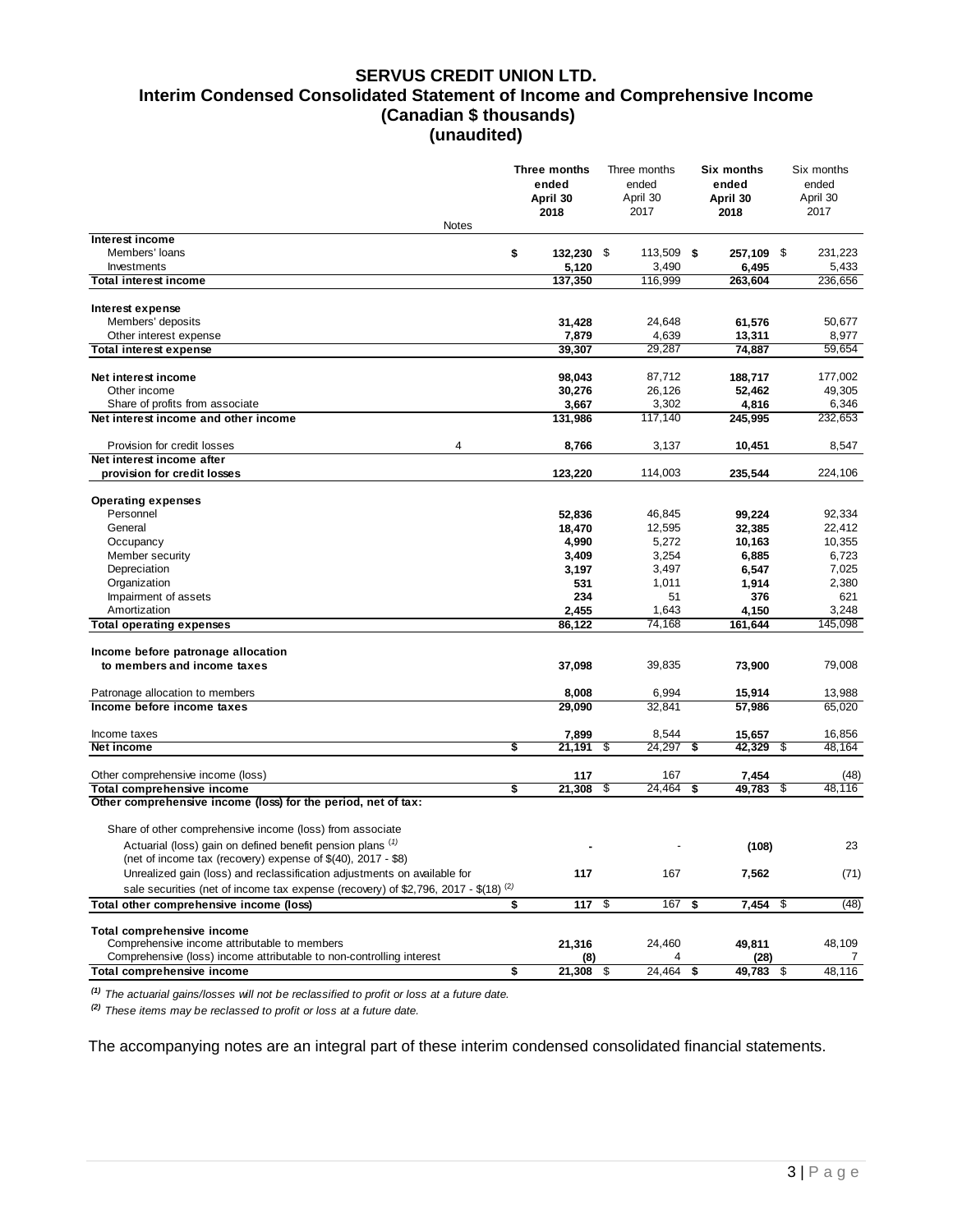# SERVUS CREDIT UNION LTD.
## Interim Condensed Consolidated Statement of Income and Comprehensive Income
### (Canadian $ thousands)
### (unaudited)

| | Notes | **Three months ended April 30 2018** | Three months ended April 30 2017 | **Six months ended April 30 2018** | Six months ended April 30 2017 |
|---|---|---|---|---|---|
| **Interest income** | | | | | |
| Members' loans | | **$ 132,230** | $ 113,509 | **$ 257,109** | $ 231,223 |
| Investments | | **5,120** | 3,490 | **6,495** | 5,433 |
| **Total interest income** | | **137,350** | 116,999 | **263,604** | 236,656 |
| **Interest expense** | | | | | |
| Members' deposits | | **31,428** | 24,648 | **61,576** | 50,677 |
| Other interest expense | | **7,879** | 4,639 | **13,311** | 8,977 |
| **Total interest expense** | | **39,307** | 29,287 | **74,887** | 59,654 |
| **Net interest income** | | **98,043** | 87,712 | **188,717** | 177,002 |
| Other income | | **30,276** | 26,126 | **52,462** | 49,305 |
| Share of profits from associate | | **3,667** | 3,302 | **4,816** | 6,346 |
| **Net interest income and other income** | | **131,986** | 117,140 | **245,995** | 232,653 |
| Provision for credit losses | 4 | **8,766** | 3,137 | **10,451** | 8,547 |
| **Net interest income after provision for credit losses** | | **123,220** | 114,003 | **235,544** | 224,106 |
| **Operating expenses** | | | | | |
| Personnel | | **52,836** | 46,845 | **99,224** | 92,334 |
| General | | **18,470** | 12,595 | **32,385** | 22,412 |
| Occupancy | | **4,990** | 5,272 | **10,163** | 10,355 |
| Member security | | **3,409** | 3,254 | **6,885** | 6,723 |
| Depreciation | | **3,197** | 3,497 | **6,547** | 7,025 |
| Organization | | **531** | 1,011 | **1,914** | 2,380 |
| Impairment of assets | | **234** | 51 | **376** | 621 |
| Amortization | | **2,455** | 1,643 | **4,150** | 3,248 |
| **Total operating expenses** | | **86,122** | 74,168 | **161,644** | 145,098 |
| **Income before patronage allocation to members and income taxes** | | **37,098** | 39,835 | **73,900** | 79,008 |
| Patronage allocation to members | | **8,008** | 6,994 | **15,914** | 13,988 |
| **Income before income taxes** | | **29,090** | 32,841 | **57,986** | 65,020 |
| Income taxes | | **7,899** | 8,544 | **15,657** | 16,856 |
| **Net income** | | **$ 21,191** | $ 24,297 | **$ 42,329** | $ 48,164 |
| Other comprehensive income (loss) | | **117** | 167 | **7,454** | (48) |
| **Total comprehensive income** | | **$ 21,308** | $ 24,464 | **$ 49,783** | $ 48,116 |
| **Other comprehensive income (loss) for the period, net of tax:** | | | | | |
| Share of other comprehensive income (loss) from associate | | | | | |
| Actuarial (loss) gain on defined benefit pension plans [1] (net of income tax (recovery) expense of $(40), 2017 - $8) | | **-** | - | **(108)** | 23 |
| Unrealized gain (loss) and reclassification adjustments on available for sale securities (net of income tax expense (recovery) of $2,796, 2017 - $(18) [2] | | **117** | 167 | **7,562** | (71) |
| **Total other comprehensive income (loss)** | | **$ 117** | $ 167 | **$ 7,454** | $ (48) |
| **Total comprehensive income** | | | | | |
| Comprehensive income attributable to members | | **21,316** | 24,460 | **49,811** | 48,109 |
| Comprehensive (loss) income attributable to non-controlling interest | | **(8)** | 4 | **(28)** | 7 |
| **Total comprehensive income** | | **$ 21,308** | $ 24,464 | **$ 49,783** | $ 48,116 |

*[1] The actuarial gains/losses will not be reclassified to profit or loss at a future date.*

*[2] These items may be reclassed to profit or loss at a future date.*

The accompanying notes are an integral part of these interim condensed consolidated financial statements.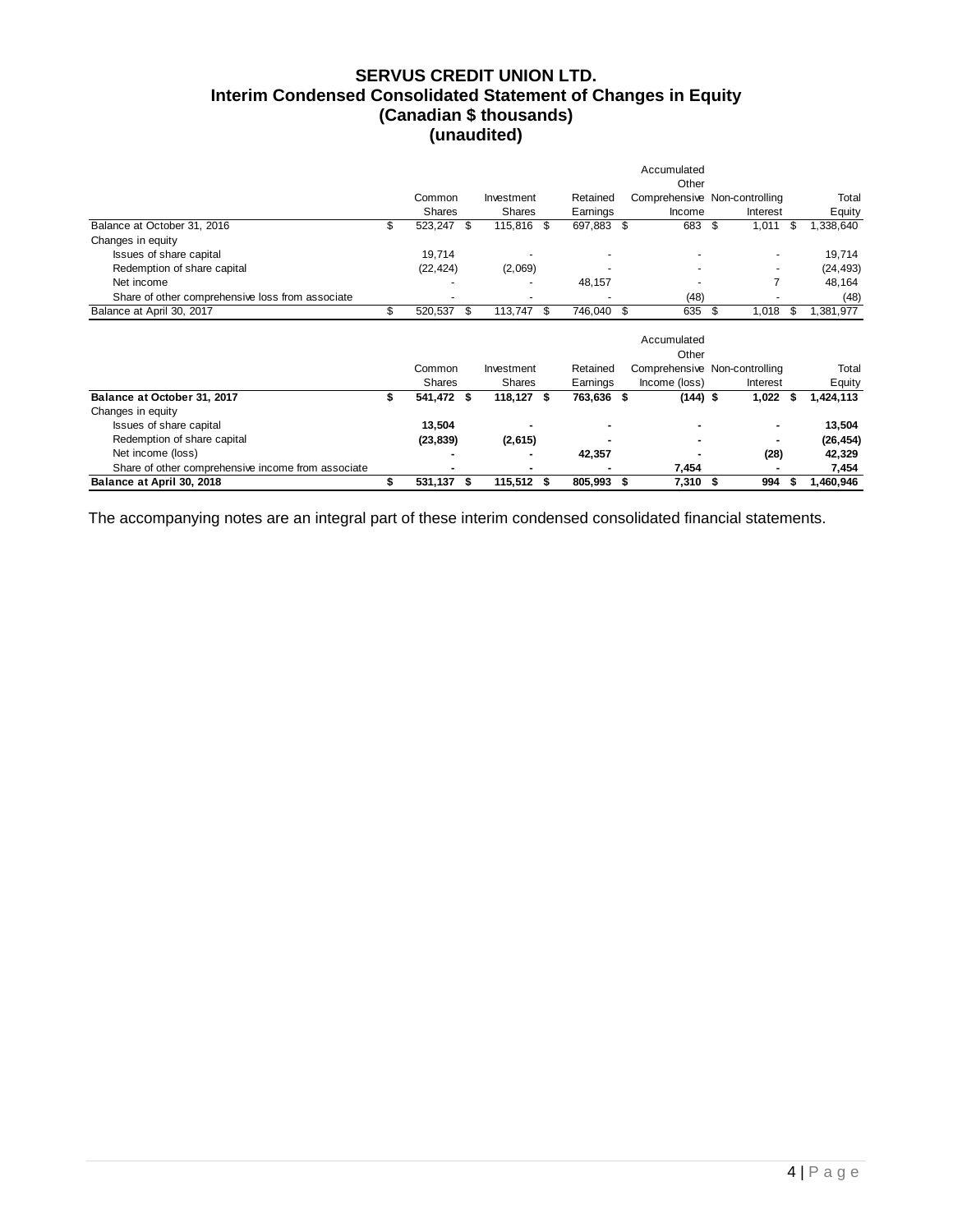# SERVUS CREDIT UNION LTD.
## Interim Condensed Consolidated Statement of Changes in Equity
### (Canadian $ thousands)
### (unaudited)

| | Common Shares | Investment Shares | Retained Earnings | Accumulated Other Comprehensive Income | Non-controlling Interest | Total Equity |
|---|---|---|---|---|---|---|
| Balance at October 31, 2016 | $ 523,247 | $ 115,816 | $ 697,883 | $ 683 | $ 1,011 | $ 1,338,640 |
| Changes in equity | | | | | | |
| Issues of share capital | 19,714 | - | - | - | - | 19,714 |
| Redemption of share capital | (22,424) | (2,069) | - | - | - | (24,493) |
| Net income | - | - | 48,157 | - | 7 | 48,164 |
| Share of other comprehensive loss from associate | - | - | - | (48) | - | (48) |
| Balance at April 30, 2017 | $ 520,537 | $ 113,747 | $ 746,040 | $ 635 | $ 1,018 | $ 1,381,977 |

| | Common Shares | Investment Shares | Retained Earnings | Accumulated Other Comprehensive Income (loss) | Non-controlling Interest | Total Equity |
|---|---|---|---|---|---|---|
| **Balance at October 31, 2017** | **$ 541,472** | **$ 118,127** | **$ 763,636** | **$ (144)** | **$ 1,022** | **$ 1,424,113** |
| Changes in equity | | | | | | |
| Issues of share capital | **13,504** | **-** | **-** | **-** | **-** | **13,504** |
| Redemption of share capital | **(23,839)** | **(2,615)** | **-** | **-** | **-** | **(26,454)** |
| Net income (loss) | **-** | **-** | **42,357** | **-** | **(28)** | **42,329** |
| Share of other comprehensive income from associate | **-** | **-** | **-** | **7,454** | **-** | **7,454** |
| **Balance at April 30, 2018** | **$ 531,137** | **$ 115,512** | **$ 805,993** | **$ 7,310** | **$ 994** | **$ 1,460,946** |

The accompanying notes are an integral part of these interim condensed consolidated financial statements.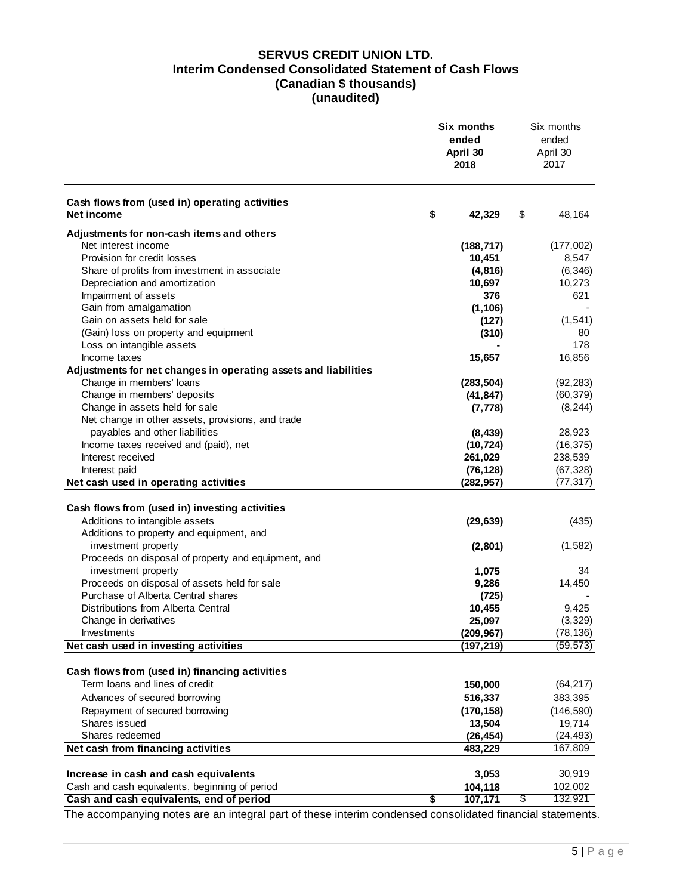# SERVUS CREDIT UNION LTD.
## Interim Condensed Consolidated Statement of Cash Flows
### (Canadian $ thousands)
### (unaudited)

| | Six months ended April 30 2018 | Six months ended April 30 2017 |
|---|---|---|
| **Cash flows from (used in) operating activities** | | |
| **Net income** | **$ 42,329** | $ 48,164 |
| **Adjustments for non-cash items and others** | | |
| Net interest income | **(188,717)** | (177,002) |
| Provision for credit losses | **10,451** | 8,547 |
| Share of profits from investment in associate | **(4,816)** | (6,346) |
| Depreciation and amortization | **10,697** | 10,273 |
| Impairment of assets | **376** | 621 |
| Gain from amalgamation | **(1,106)** | - |
| Gain on assets held for sale | **(127)** | (1,541) |
| (Gain) loss on property and equipment | **(310)** | 80 |
| Loss on intangible assets | **-** | 178 |
| Income taxes | **15,657** | 16,856 |
| **Adjustments for net changes in operating assets and liabilities** | | |
| Change in members' loans | **(283,504)** | (92,283) |
| Change in members' deposits | **(41,847)** | (60,379) |
| Change in assets held for sale | **(7,778)** | (8,244) |
| Net change in other assets, provisions, and trade payables and other liabilities | **(8,439)** | 28,923 |
| Income taxes received and (paid), net | **(10,724)** | (16,375) |
| Interest received | **261,029** | 238,539 |
| Interest paid | **(76,128)** | (67,328) |
| **Net cash used in operating activities** | **(282,957)** | (77,317) |
| **Cash flows from (used in) investing activities** | | |
| Additions to intangible assets | **(29,639)** | (435) |
| Additions to property and equipment, and investment property | **(2,801)** | (1,582) |
| Proceeds on disposal of property and equipment, and investment property | **1,075** | 34 |
| Proceeds on disposal of assets held for sale | **9,286** | 14,450 |
| Purchase of Alberta Central shares | **(725)** | - |
| Distributions from Alberta Central | **10,455** | 9,425 |
| Change in derivatives | **25,097** | (3,329) |
| Investments | **(209,967)** | (78,136) |
| **Net cash used in investing activities** | **(197,219)** | (59,573) |
| **Cash flows from (used in) financing activities** | | |
| Term loans and lines of credit | **150,000** | (64,217) |
| Advances of secured borrowing | **516,337** | 383,395 |
| Repayment of secured borrowing | **(170,158)** | (146,590) |
| Shares issued | **13,504** | 19,714 |
| Shares redeemed | **(26,454)** | (24,493) |
| **Net cash from financing activities** | **483,229** | 167,809 |
| **Increase in cash and cash equivalents** | **3,053** | 30,919 |
| Cash and cash equivalents, beginning of period | **104,118** | 102,002 |
| **Cash and cash equivalents, end of period** | **$ 107,171** | $ 132,921 |

The accompanying notes are an integral part of these interim condensed consolidated financial statements.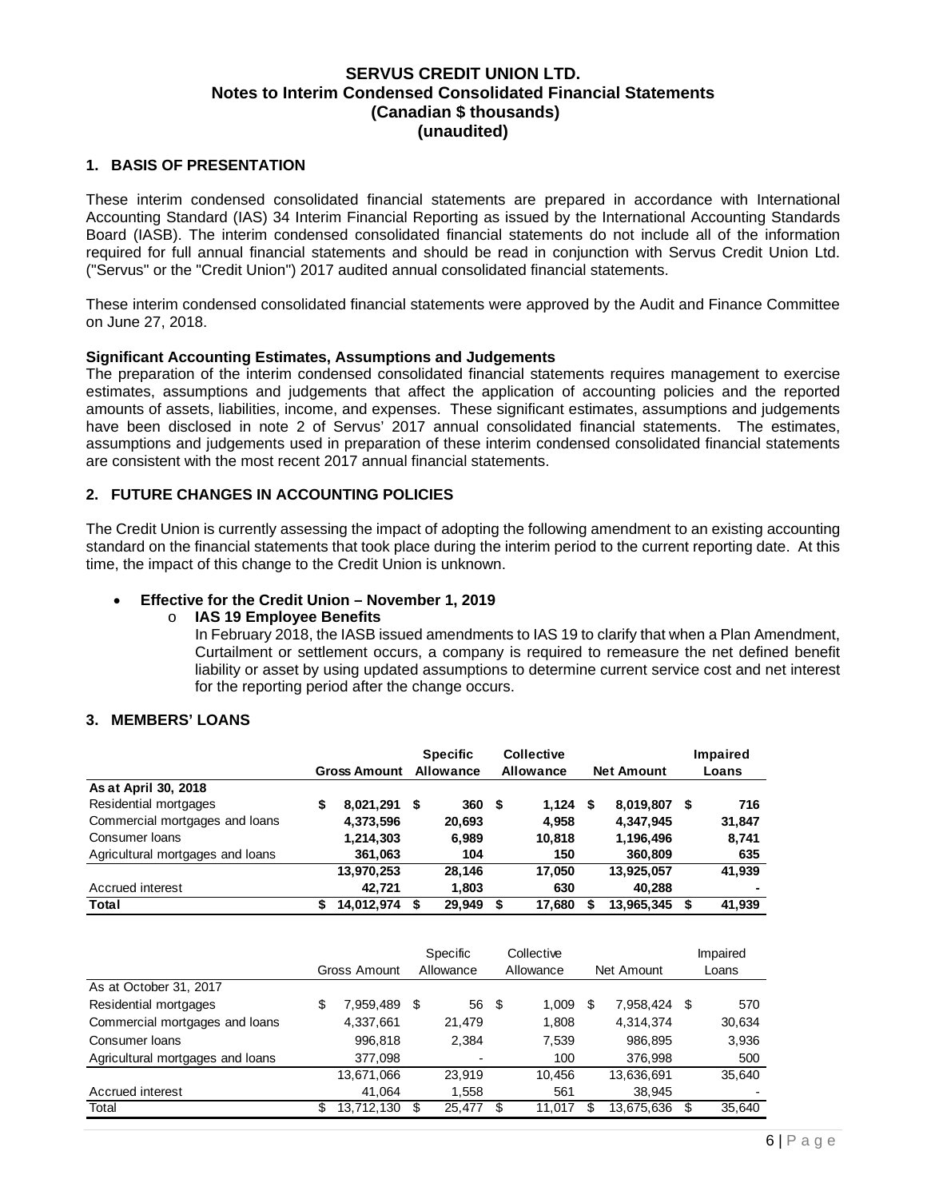# SERVUS CREDIT UNION LTD.
## Notes to Interim Condensed Consolidated Financial Statements
## (Canadian $ thousands)
## (unaudited)

### 1. BASIS OF PRESENTATION

These interim condensed consolidated financial statements are prepared in accordance with International Accounting Standard (IAS) 34 Interim Financial Reporting as issued by the International Accounting Standards Board (IASB). The interim condensed consolidated financial statements do not include all of the information required for full annual financial statements and should be read in conjunction with Servus Credit Union Ltd. ("Servus" or the "Credit Union") 2017 audited annual consolidated financial statements.

These interim condensed consolidated financial statements were approved by the Audit and Finance Committee on June 27, 2018.

**Significant Accounting Estimates, Assumptions and Judgements**

The preparation of the interim condensed consolidated financial statements requires management to exercise estimates, assumptions and judgements that affect the application of accounting policies and the reported amounts of assets, liabilities, income, and expenses. These significant estimates, assumptions and judgements have been disclosed in note 2 of Servus' 2017 annual consolidated financial statements. The estimates, assumptions and judgements used in preparation of these interim condensed consolidated financial statements are consistent with the most recent 2017 annual financial statements.

### 2. FUTURE CHANGES IN ACCOUNTING POLICIES

The Credit Union is currently assessing the impact of adopting the following amendment to an existing accounting standard on the financial statements that took place during the interim period to the current reporting date. At this time, the impact of this change to the Credit Union is unknown.

- **Effective for the Credit Union – November 1, 2019**
  - **IAS 19 Employee Benefits**
    In February 2018, the IASB issued amendments to IAS 19 to clarify that when a Plan Amendment, Curtailment or settlement occurs, a company is required to remeasure the net defined benefit liability or asset by using updated assumptions to determine current service cost and net interest for the reporting period after the change occurs.

### 3. MEMBERS' LOANS

| | Gross Amount | Specific Allowance | Collective Allowance | Net Amount | Impaired Loans |
|---|---|---|---|---|---|
| **As at April 30, 2018** | | | | | |
| Residential mortgages | $ 8,021,291 | $ 360 | $ 1,124 | $ 8,019,807 | $ 716 |
| Commercial mortgages and loans | 4,373,596 | 20,693 | 4,958 | 4,347,945 | 31,847 |
| Consumer loans | 1,214,303 | 6,989 | 10,818 | 1,196,496 | 8,741 |
| Agricultural mortgages and loans | 361,063 | 104 | 150 | 360,809 | 635 |
| | 13,970,253 | 28,146 | 17,050 | 13,925,057 | 41,939 |
| Accrued interest | 42,721 | 1,803 | 630 | 40,288 | - |
| **Total** | $ 14,012,974 | $ 29,949 | $ 17,680 | $ 13,965,345 | $ 41,939 |

| | Gross Amount | Specific Allowance | Collective Allowance | Net Amount | Impaired Loans |
|---|---|---|---|---|---|
| As at October 31, 2017 | | | | | |
| Residential mortgages | $ 7,959,489 | $ 56 | $ 1,009 | $ 7,958,424 | $ 570 |
| Commercial mortgages and loans | 4,337,661 | 21,479 | 1,808 | 4,314,374 | 30,634 |
| Consumer loans | 996,818 | 2,384 | 7,539 | 986,895 | 3,936 |
| Agricultural mortgages and loans | 377,098 | - | 100 | 376,998 | 500 |
| | 13,671,066 | 23,919 | 10,456 | 13,636,691 | 35,640 |
| Accrued interest | 41,064 | 1,558 | 561 | 38,945 | - |
| Total | $ 13,712,130 | $ 25,477 | $ 11,017 | $ 13,675,636 | $ 35,640 |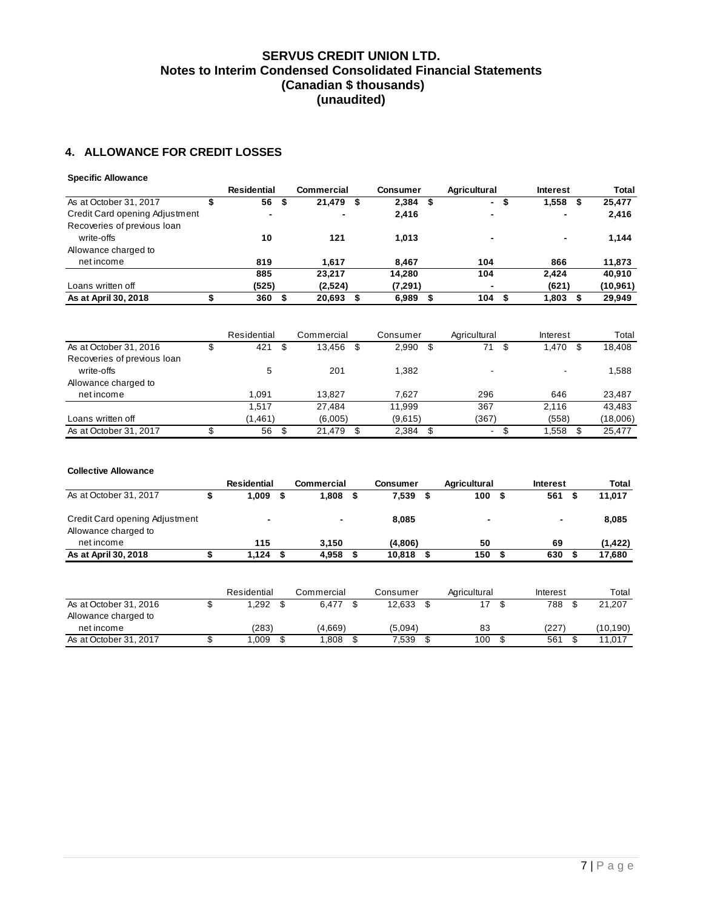# SERVUS CREDIT UNION LTD.
## Notes to Interim Condensed Consolidated Financial Statements
## (Canadian $ thousands)
## (unaudited)

### 4. ALLOWANCE FOR CREDIT LOSSES

**Specific Allowance**

| | Residential | Commercial | Consumer | Agricultural | Interest | Total |
|---|---|---|---|---|---|---|
| As at October 31, 2017 | $ 56 | $ 21,479 | $ 2,384 | $ - | $ 1,558 | $ 25,477 |
| Credit Card opening Adjustment | - | - | 2,416 | - | - | 2,416 |
| Recoveries of previous loan write-offs | 10 | 121 | 1,013 | - | - | 1,144 |
| Allowance charged to net income | 819 | 1,617 | 8,467 | 104 | 866 | 11,873 |
| | 885 | 23,217 | 14,280 | 104 | 2,424 | 40,910 |
| Loans written off | (525) | (2,524) | (7,291) | - | (621) | (10,961) |
| **As at April 30, 2018** | **$ 360** | **$ 20,693** | **$ 6,989** | **$ 104** | **$ 1,803** | **$ 29,949** |

| | Residential | Commercial | Consumer | Agricultural | Interest | Total |
|---|---|---|---|---|---|---|
| As at October 31, 2016 | $ 421 | $ 13,456 | $ 2,990 | $ 71 | $ 1,470 | $ 18,408 |
| Recoveries of previous loan write-offs | 5 | 201 | 1,382 | - | - | 1,588 |
| Allowance charged to net income | 1,091 | 13,827 | 7,627 | 296 | 646 | 23,487 |
| | 1,517 | 27,484 | 11,999 | 367 | 2,116 | 43,483 |
| Loans written off | (1,461) | (6,005) | (9,615) | (367) | (558) | (18,006) |
| As at October 31, 2017 | $ 56 | $ 21,479 | $ 2,384 | $ - | $ 1,558 | $ 25,477 |

**Collective Allowance**

| | Residential | Commercial | Consumer | Agricultural | Interest | Total |
|---|---|---|---|---|---|---|
| As at October 31, 2017 | $ 1,009 | $ 1,808 | $ 7,539 | $ 100 | $ 561 | $ 11,017 |
| Credit Card opening Adjustment | - | - | 8,085 | - | - | 8,085 |
| Allowance charged to net income | 115 | 3,150 | (4,806) | 50 | 69 | (1,422) |
| **As at April 30, 2018** | **$ 1,124** | **$ 4,958** | **$ 10,818** | **$ 150** | **$ 630** | **$ 17,680** |

| | Residential | Commercial | Consumer | Agricultural | Interest | Total |
|---|---|---|---|---|---|---|
| As at October 31, 2016 | $ 1,292 | $ 6,477 | $ 12,633 | $ 17 | $ 788 | $ 21,207 |
| Allowance charged to net income | (283) | (4,669) | (5,094) | 83 | (227) | (10,190) |
| As at October 31, 2017 | $ 1,009 | $ 1,808 | $ 7,539 | $ 100 | $ 561 | $ 11,017 |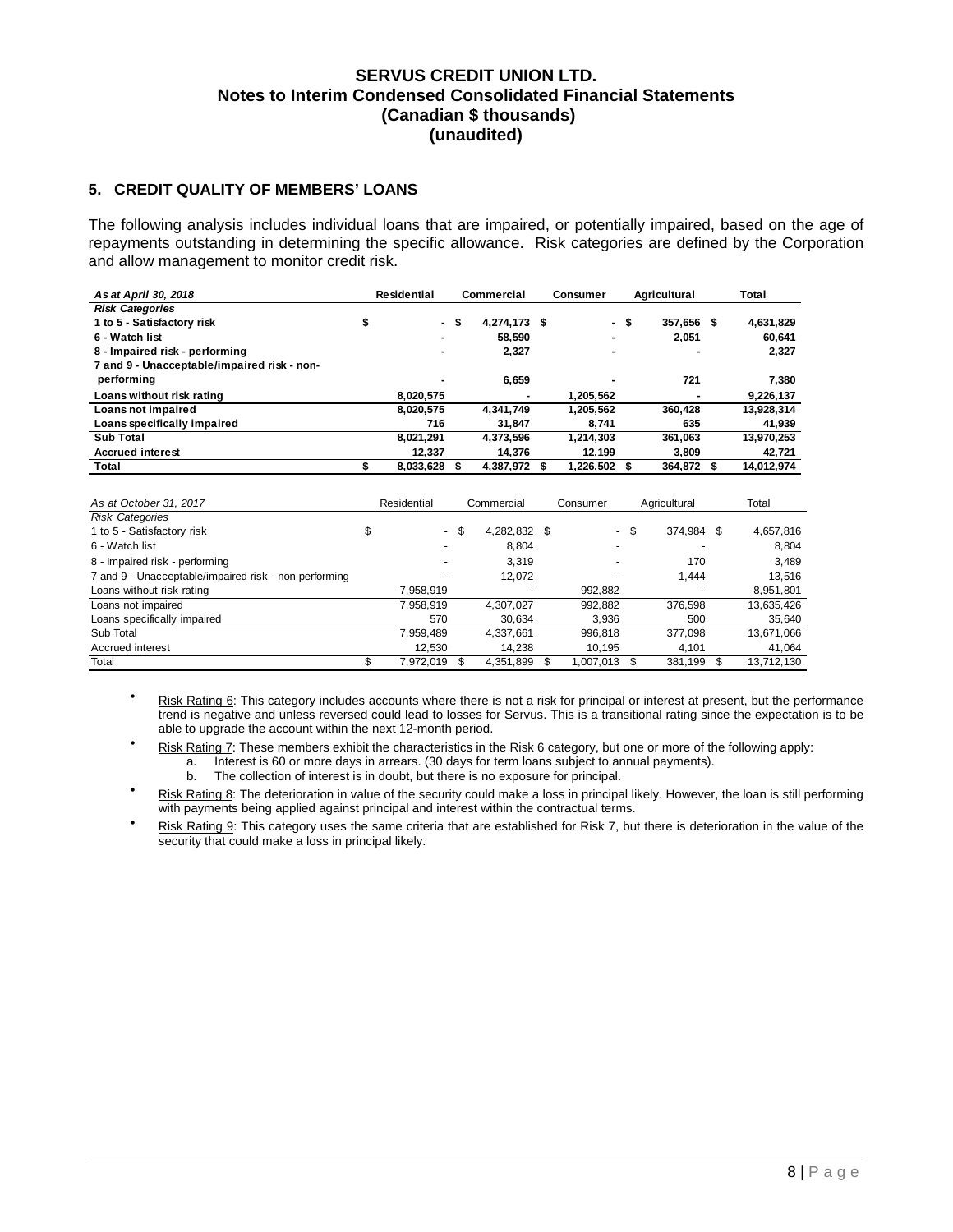**SERVUS CREDIT UNION LTD.**
**Notes to Interim Condensed Consolidated Financial Statements**
**(Canadian $ thousands)**
**(unaudited)**

## 5. CREDIT QUALITY OF MEMBERS' LOANS

The following analysis includes individual loans that are impaired, or potentially impaired, based on the age of repayments outstanding in determining the specific allowance. Risk categories are defined by the Corporation and allow management to monitor credit risk.

| *As at April 30, 2018* | Residential | Commercial | Consumer | Agricultural | Total |
|---|---|---|---|---|---|
| ***Risk Categories*** | | | | | |
| **1 to 5 - Satisfactory risk** | **$ -** | **$ 4,274,173** | **$ -** | **$ 357,656** | **$ 4,631,829** |
| **6 - Watch list** | **-** | **58,590** | **-** | **2,051** | **60,641** |
| **8 - Impaired risk - performing** | **-** | **2,327** | **-** | **-** | **2,327** |
| **7 and 9 - Unacceptable/impaired risk - non-performing** | **-** | **6,659** | **-** | **721** | **7,380** |
| **Loans without risk rating** | **8,020,575** | **-** | **1,205,562** | **-** | **9,226,137** |
| **Loans not impaired** | **8,020,575** | **4,341,749** | **1,205,562** | **360,428** | **13,928,314** |
| **Loans specifically impaired** | **716** | **31,847** | **8,741** | **635** | **41,939** |
| **Sub Total** | **8,021,291** | **4,373,596** | **1,214,303** | **361,063** | **13,970,253** |
| **Accrued interest** | **12,337** | **14,376** | **12,199** | **3,809** | **42,721** |
| **Total** | **$ 8,033,628** | **$ 4,387,972** | **$ 1,226,502** | **$ 364,872** | **$ 14,012,974** |

| *As at October 31, 2017* | Residential | Commercial | Consumer | Agricultural | Total |
|---|---|---|---|---|---|
| *Risk Categories* | | | | | |
| 1 to 5 - Satisfactory risk | $ - | $ 4,282,832 | $ - | $ 374,984 | $ 4,657,816 |
| 6 - Watch list | - | 8,804 | - | - | 8,804 |
| 8 - Impaired risk - performing | - | 3,319 | - | 170 | 3,489 |
| 7 and 9 - Unacceptable/impaired risk - non-performing | - | 12,072 | - | 1,444 | 13,516 |
| Loans without risk rating | 7,958,919 | - | 992,882 | - | 8,951,801 |
| Loans not impaired | 7,958,919 | 4,307,027 | 992,882 | 376,598 | 13,635,426 |
| Loans specifically impaired | 570 | 30,634 | 3,936 | 500 | 35,640 |
| Sub Total | 7,959,489 | 4,337,661 | 996,818 | 377,098 | 13,671,066 |
| Accrued interest | 12,530 | 14,238 | 10,195 | 4,101 | 41,064 |
| Total | $ 7,972,019 | $ 4,351,899 | $ 1,007,013 | $ 381,199 | $ 13,712,130 |

- Risk Rating 6: This category includes accounts where there is not a risk for principal or interest at present, but the performance trend is negative and unless reversed could lead to losses for Servus. This is a transitional rating since the expectation is to be able to upgrade the account within the next 12-month period.
- Risk Rating 7: These members exhibit the characteristics in the Risk 6 category, but one or more of the following apply:
  a. Interest is 60 or more days in arrears. (30 days for term loans subject to annual payments).
  b. The collection of interest is in doubt, but there is no exposure for principal.
- Risk Rating 8: The deterioration in value of the security could make a loss in principal likely. However, the loan is still performing with payments being applied against principal and interest within the contractual terms.
- Risk Rating 9: This category uses the same criteria that are established for Risk 7, but there is deterioration in the value of the security that could make a loss in principal likely.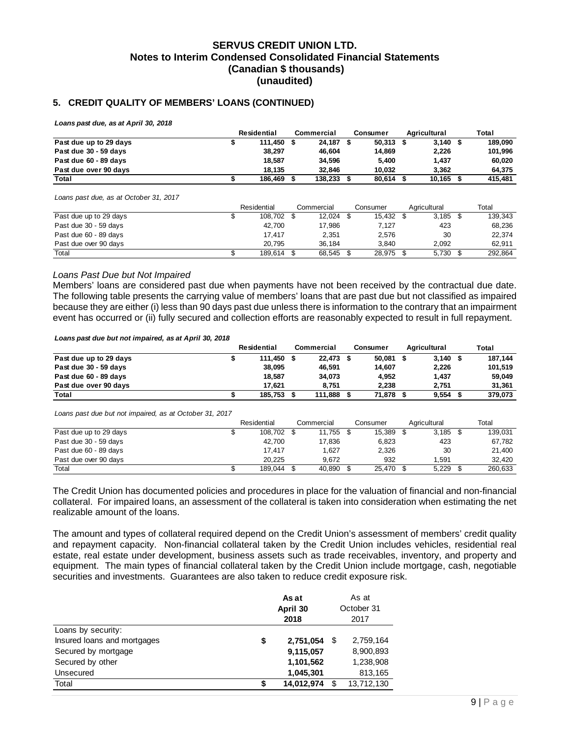# SERVUS CREDIT UNION LTD.
## Notes to Interim Condensed Consolidated Financial Statements
## (Canadian $ thousands)
## (unaudited)

### 5. CREDIT QUALITY OF MEMBERS' LOANS (CONTINUED)

***Loans past due, as at April 30, 2018***

| | Residential | Commercial | Consumer | Agricultural | Total |
|---|---|---|---|---|---|
| **Past due up to 29 days** | **$ 111,450** | **$ 24,187** | **$ 50,313** | **$ 3,140** | **$ 189,090** |
| **Past due 30 - 59 days** | **38,297** | **46,604** | **14,869** | **2,226** | **101,996** |
| **Past due 60 - 89 days** | **18,587** | **34,596** | **5,400** | **1,437** | **60,020** |
| **Past due over 90 days** | **18,135** | **32,846** | **10,032** | **3,362** | **64,375** |
| **Total** | **$ 186,469** | **$ 138,233** | **$ 80,614** | **$ 10,165** | **$ 415,481** |

*Loans past due, as at October 31, 2017*

| | Residential | Commercial | Consumer | Agricultural | Total |
|---|---|---|---|---|---|
| Past due up to 29 days | $ 108,702 | $ 12,024 | $ 15,432 | $ 3,185 | $ 139,343 |
| Past due 30 - 59 days | 42,700 | 17,986 | 7,127 | 423 | 68,236 |
| Past due 60 - 89 days | 17,417 | 2,351 | 2,576 | 30 | 22,374 |
| Past due over 90 days | 20,795 | 36,184 | 3,840 | 2,092 | 62,911 |
| Total | $ 189,614 | $ 68,545 | $ 28,975 | $ 5,730 | $ 292,864 |

*Loans Past Due but Not Impaired*

Members' loans are considered past due when payments have not been received by the contractual due date. The following table presents the carrying value of members' loans that are past due but not classified as impaired because they are either (i) less than 90 days past due unless there is information to the contrary that an impairment event has occurred or (ii) fully secured and collection efforts are reasonably expected to result in full repayment.

***Loans past due but not impaired, as at April 30, 2018***

| | Residential | Commercial | Consumer | Agricultural | Total |
|---|---|---|---|---|---|
| **Past due up to 29 days** | **$ 111,450** | **$ 22,473** | **$ 50,081** | **$ 3,140** | **$ 187,144** |
| **Past due 30 - 59 days** | **38,095** | **46,591** | **14,607** | **2,226** | **101,519** |
| **Past due 60 - 89 days** | **18,587** | **34,073** | **4,952** | **1,437** | **59,049** |
| **Past due over 90 days** | **17,621** | **8,751** | **2,238** | **2,751** | **31,361** |
| **Total** | **$ 185,753** | **$ 111,888** | **$ 71,878** | **$ 9,554** | **$ 379,073** |

*Loans past due but not impaired, as at October 31, 2017*

| | Residential | Commercial | Consumer | Agricultural | Total |
|---|---|---|---|---|---|
| Past due up to 29 days | $ 108,702 | $ 11,755 | $ 15,389 | $ 3,185 | $ 139,031 |
| Past due 30 - 59 days | 42,700 | 17,836 | 6,823 | 423 | 67,782 |
| Past due 60 - 89 days | 17,417 | 1,627 | 2,326 | 30 | 21,400 |
| Past due over 90 days | 20,225 | 9,672 | 932 | 1,591 | 32,420 |
| Total | $ 189,044 | $ 40,890 | $ 25,470 | $ 5,229 | $ 260,633 |

The Credit Union has documented policies and procedures in place for the valuation of financial and non-financial collateral. For impaired loans, an assessment of the collateral is taken into consideration when estimating the net realizable amount of the loans.

The amount and types of collateral required depend on the Credit Union's assessment of members' credit quality and repayment capacity. Non-financial collateral taken by the Credit Union includes vehicles, residential real estate, real estate under development, business assets such as trade receivables, inventory, and property and equipment. The main types of financial collateral taken by the Credit Union include mortgage, cash, negotiable securities and investments. Guarantees are also taken to reduce credit exposure risk.

| | **As at April 30 2018** | As at October 31 2017 |
|---|---|---|
| Loans by security: | | |
| Insured loans and mortgages | **$ 2,751,054** | $ 2,759,164 |
| Secured by mortgage | **9,115,057** | 8,900,893 |
| Secured by other | **1,101,562** | 1,238,908 |
| Unsecured | **1,045,301** | 813,165 |
| Total | **$ 14,012,974** | $ 13,712,130 |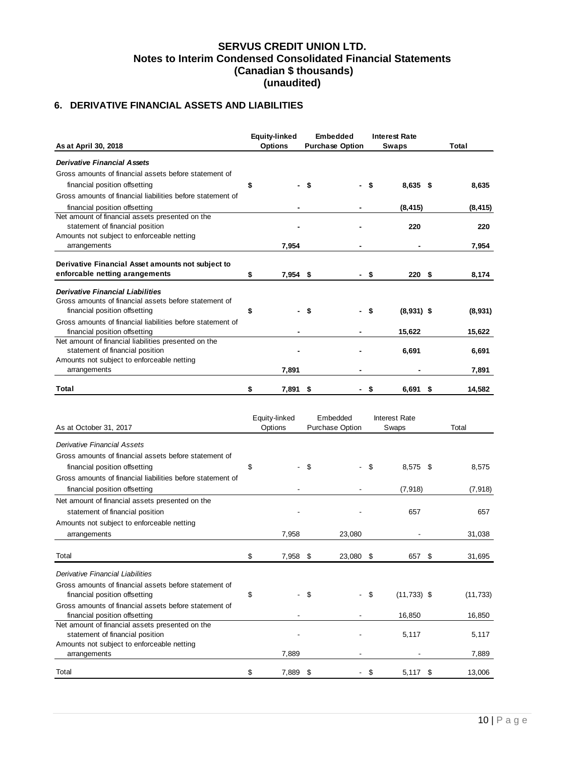**SERVUS CREDIT UNION LTD.**
**Notes to Interim Condensed Consolidated Financial Statements**
**(Canadian $ thousands)**
**(unaudited)**

## 6. DERIVATIVE FINANCIAL ASSETS AND LIABILITIES

| **As at April 30, 2018** | **Equity-linked Options** | **Embedded Purchase Option** | **Interest Rate Swaps** | **Total** |
|---|---|---|---|---|
| ***Derivative Financial Assets*** | | | | |
| Gross amounts of financial assets before statement of financial position offsetting | **$ -** | **$ -** | **$ 8,635** | **$ 8,635** |
| Gross amounts of financial liabilities before statement of financial position offsetting | **-** | **-** | **(8,415)** | **(8,415)** |
| Net amount of financial assets presented on the statement of financial position | **-** | **-** | **220** | **220** |
| Amounts not subject to enforceable netting arrangements | **7,954** | **-** | **-** | **7,954** |
| **Derivative Financial Asset amounts not subject to enforcable netting arangements** | **$ 7,954** | **$ -** | **$ 220** | **$ 8,174** |
| ***Derivative Financial Liabilities*** | | | | |
| Gross amounts of financial assets before statement of financial position offsetting | **$ -** | **$ -** | **$ (8,931)** | **$ (8,931)** |
| Gross amounts of financial liabilities before statement of financial position offsetting | **-** | **-** | **15,622** | **15,622** |
| Net amount of financial liabilities presented on the statement of financial position | **-** | **-** | **6,691** | **6,691** |
| Amounts not subject to enforceable netting arrangements | **7,891** | **-** | **-** | **7,891** |
| **Total** | **$ 7,891** | **$ -** | **$ 6,691** | **$ 14,582** |

| As at October 31, 2017 | Equity-linked Options | Embedded Purchase Option | Interest Rate Swaps | Total |
|---|---|---|---|---|
| *Derivative Financial Assets* | | | | |
| Gross amounts of financial assets before statement of financial position offsetting | $ - | $ - | $ 8,575 | $ 8,575 |
| Gross amounts of financial liabilities before statement of financial position offsetting | - | - | (7,918) | (7,918) |
| Net amount of financial assets presented on the statement of financial position | - | - | 657 | 657 |
| Amounts not subject to enforceable netting arrangements | 7,958 | 23,080 | - | 31,038 |
| Total | $ 7,958 | $ 23,080 | $ 657 | $ 31,695 |
| *Derivative Financial Liabilities* | | | | |
| Gross amounts of financial assets before statement of financial position offsetting | $ - | $ - | $ (11,733) | $ (11,733) |
| Gross amounts of financial assets before statement of financial position offsetting | - | - | 16,850 | 16,850 |
| Net amount of financial assets presented on the statement of financial position | - | - | 5,117 | 5,117 |
| Amounts not subject to enforceable netting arrangements | 7,889 | - | - | 7,889 |
| Total | $ 7,889 | $ - | $ 5,117 | $ 13,006 |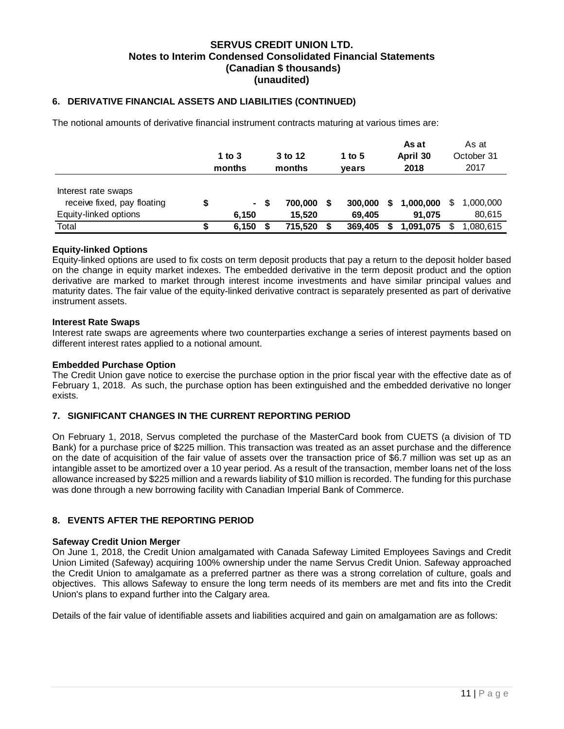**SERVUS CREDIT UNION LTD.**
**Notes to Interim Condensed Consolidated Financial Statements**
**(Canadian $ thousands)**
**(unaudited)**

## 6. DERIVATIVE FINANCIAL ASSETS AND LIABILITIES (CONTINUED)

The notional amounts of derivative financial instrument contracts maturing at various times are:

| | 1 to 3 months | 3 to 12 months | 1 to 5 years | As at April 30 2018 | As at October 31 2017 |
|---|---|---|---|---|---|
| Interest rate swaps receive fixed, pay floating | $ - | $ 700,000 | $ 300,000 | $ 1,000,000 | $ 1,000,000 |
| Equity-linked options | 6,150 | 15,520 | 69,405 | 91,075 | 80,615 |
| Total | $ 6,150 | $ 715,520 | $ 369,405 | $ 1,091,075 | $ 1,080,615 |

**Equity-linked Options**
Equity-linked options are used to fix costs on term deposit products that pay a return to the deposit holder based on the change in equity market indexes. The embedded derivative in the term deposit product and the option derivative are marked to market through interest income investments and have similar principal values and maturity dates. The fair value of the equity-linked derivative contract is separately presented as part of derivative instrument assets.

**Interest Rate Swaps**
Interest rate swaps are agreements where two counterparties exchange a series of interest payments based on different interest rates applied to a notional amount.

**Embedded Purchase Option**
The Credit Union gave notice to exercise the purchase option in the prior fiscal year with the effective date as of February 1, 2018. As such, the purchase option has been extinguished and the embedded derivative no longer exists.

## 7. SIGNIFICANT CHANGES IN THE CURRENT REPORTING PERIOD

On February 1, 2018, Servus completed the purchase of the MasterCard book from CUETS (a division of TD Bank) for a purchase price of $225 million. This transaction was treated as an asset purchase and the difference on the date of acquisition of the fair value of assets over the transaction price of $6.7 million was set up as an intangible asset to be amortized over a 10 year period. As a result of the transaction, member loans net of the loss allowance increased by $225 million and a rewards liability of $10 million is recorded. The funding for this purchase was done through a new borrowing facility with Canadian Imperial Bank of Commerce.

## 8. EVENTS AFTER THE REPORTING PERIOD

**Safeway Credit Union Merger**
On June 1, 2018, the Credit Union amalgamated with Canada Safeway Limited Employees Savings and Credit Union Limited (Safeway) acquiring 100% ownership under the name Servus Credit Union. Safeway approached the Credit Union to amalgamate as a preferred partner as there was a strong correlation of culture, goals and objectives. This allows Safeway to ensure the long term needs of its members are met and fits into the Credit Union's plans to expand further into the Calgary area.

Details of the fair value of identifiable assets and liabilities acquired and gain on amalgamation are as follows: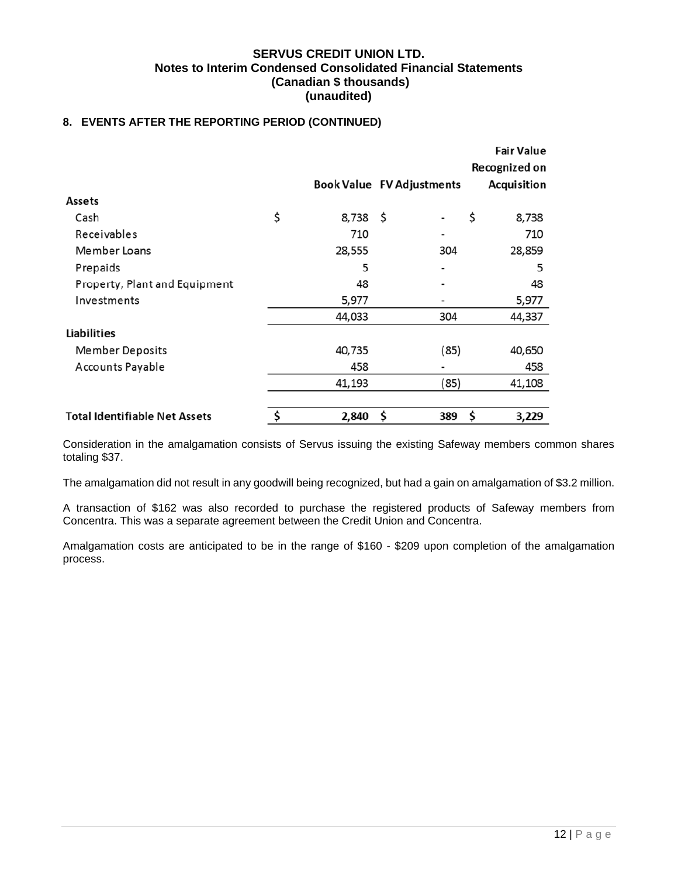SERVUS CREDIT UNION LTD.
Notes to Interim Condensed Consolidated Financial Statements
(Canadian $ thousands)
(unaudited)

## 8. EVENTS AFTER THE REPORTING PERIOD (CONTINUED)

| | Book Value | FV Adjustments | Fair Value Recognized on Acquisition |
|---|---|---|---|
| **Assets** | | | |
| Cash | $ 8,738 | $ - | $ 8,738 |
| Receivables | 710 | - | 710 |
| Member Loans | 28,555 | 304 | 28,859 |
| Prepaids | 5 | - | 5 |
| Property, Plant and Equipment | 48 | - | 48 |
| Investments | 5,977 | - | 5,977 |
| | 44,033 | 304 | 44,337 |
| **Liabilities** | | | |
| Member Deposits | 40,735 | (85) | 40,650 |
| Accounts Payable | 458 | - | 458 |
| | 41,193 | (85) | 41,108 |
| **Total Identifiable Net Assets** | **$ 2,840** | **$ 389** | **$ 3,229** |

Consideration in the amalgamation consists of Servus issuing the existing Safeway members common shares totaling $37.

The amalgamation did not result in any goodwill being recognized, but had a gain on amalgamation of $3.2 million.

A transaction of $162 was also recorded to purchase the registered products of Safeway members from Concentra. This was a separate agreement between the Credit Union and Concentra.

Amalgamation costs are anticipated to be in the range of $160 - $209 upon completion of the amalgamation process.